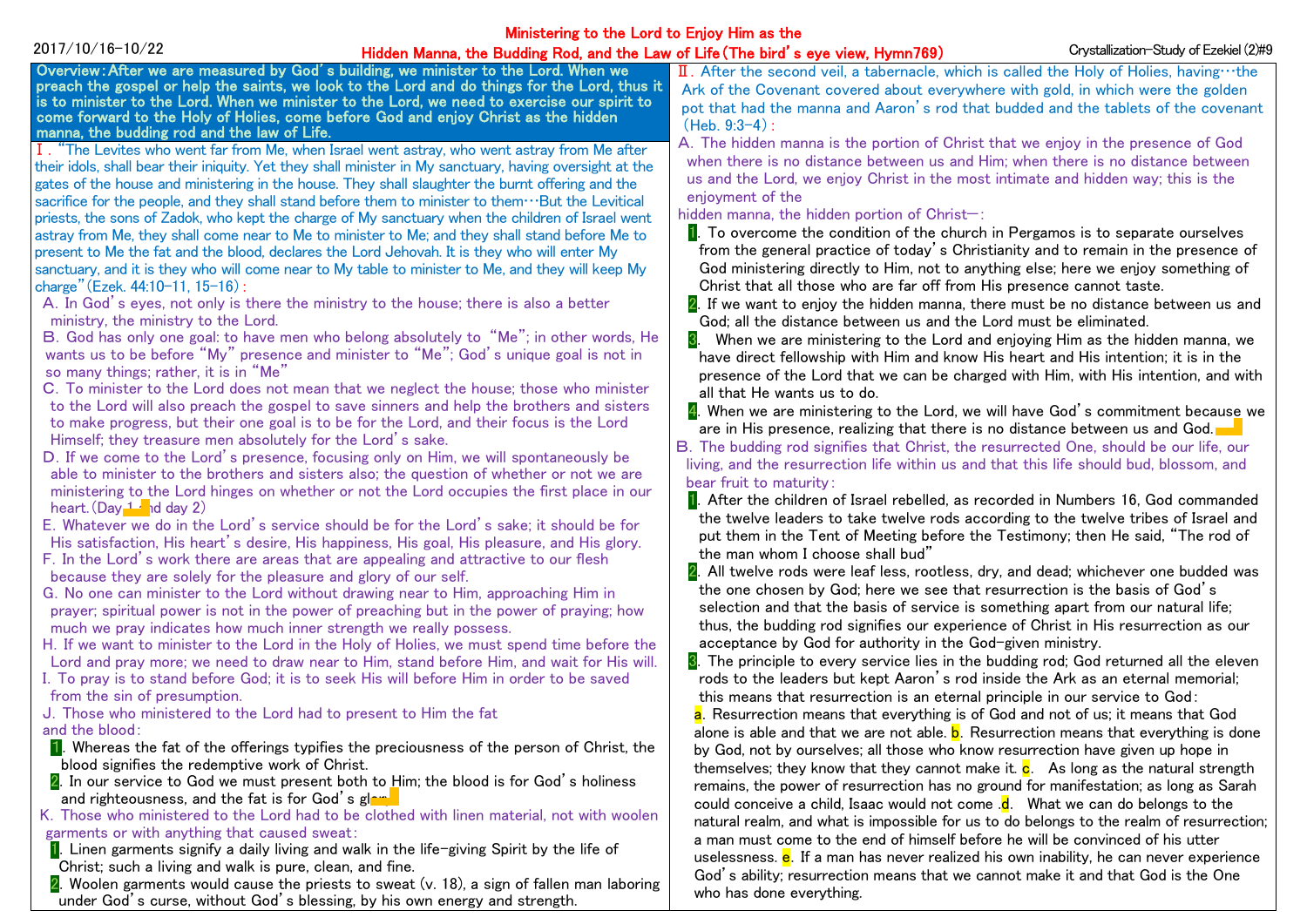2017/10/16-10/22

# Ministering to the Lord to Enjoy Him as the Hidden Manna, the Budding Rod, and the Law of Life (The bird's eye view, Hymn769)

Crystallization-Study of Ezekiel (2)#9

**Overview: After we are measured by God's building, we minister to the Lord. When we preach the gospel or help the saints, we look to the Lord and do things for the Lord, thus it is to minister to the Lord. When we minister to the Lord, we need to exercise our spirit to come forward to the Holy of Holies, come before God and enjoy Christ as the hidden manna, the budding rod and the law of Life.**

Ⅰ. "The Levites who went far from Me, when Israel went astray, who went astray from Me after their idols, shall bear their iniquity. Yet they shall minister in My sanctuary, having oversight at the gates of the house and ministering in the house. They shall slaughter the burnt offering and the sacrifice for the people, and they shall stand before them to minister to them…But the Levitical priests, the sons of Zadok, who kept the charge of My sanctuary when the children of Israel went astray from Me, they shall come near to Me to minister to Me; and they shall stand before Me to present to Me the fat and the blood, declares the Lord Jehovah. It is they who will enter My sanctuary, and it is they who will come near to My table to minister to Me, and they will keep My charge" (Ezek. 44:10-11, 15-16):

A. In God's eyes, not only is there the ministry to the house; there is also a better ministry, the ministry to the Lord.

B. God has only one goal: to have men who belong absolutely to "Me"; in other words, He wants us to be before "My" presence and minister to "Me"; God's unique goal is not in so many things; rather, it is in "Me"

C. To minister to the Lord does not mean that we neglect the house; those who minister to the Lord will also preach the gospel to save sinners and help the brothers and sisters to make progress, but their one goal is to be for the Lord, and their focus is the Lord Himself; they treasure men absolutely for the Lord's sake.

D. If we come to the Lord's presence, focusing only on Him, we will spontaneously be able to minister to the brothers and sisters also; the question of whether or not we are ministering to the Lord hinges on whether or not the Lord occupies the first place in our heart. (Day 1 and day 2)

E. Whatever we do in the Lord's service should be for the Lord's sake; it should be for His satisfaction, His heart's desire, His happiness, His goal, His pleasure, and His glory.

F. In the Lord's work there are areas that are appealing and attractive to our flesh because they are solely for the pleasure and glory of our self.

G. No one can minister to the Lord without drawing near to Him, approaching Him in prayer; spiritual power is not in the power of preaching but in the power of praying; how much we pray indicates how much inner strength we really possess.

H. If we want to minister to the Lord in the Holy of Holies, we must spend time before the Lord and pray more; we need to draw near to Him, stand before Him, and wait for His will.

I. To pray is to stand before God; it is to seek His will before Him in order to be saved from the sin of presumption.

J. Those who ministered to the Lord had to present to Him the fat and the blood:

1. Whereas the fat of the offerings typifies the preciousness of the person of Christ, the blood signifies the redemptive work of Christ.
2. In our service to God we must present both to Him; the blood is for God's holiness and righteousness, and the fat is for God's glory.

K. Those who ministered to the Lord had to be clothed with linen material, not with woolen garments or with anything that caused sweat:

1. Linen garments signify a daily living and walk in the life-giving Spirit by the life of Christ; such a living and walk is pure, clean, and fine.
2. Woolen garments would cause the priests to sweat (v. 18), a sign of fallen man laboring under God's curse, without God's blessing, by his own energy and strength.

Ⅱ. After the second veil, a tabernacle, which is called the Holy of Holies, having…the Ark of the Covenant covered about everywhere with gold, in which were the golden pot that had the manna and Aaron's rod that budded and the tablets of the covenant (Heb. 9:3-4):

A. The hidden manna is the portion of Christ that we enjoy in the presence of God when there is no distance between us and Him; when there is no distance between us and the Lord, we enjoy Christ in the most intimate and hidden way; this is the enjoyment of the hidden manna, the hidden portion of Christ—:

1. To overcome the condition of the church in Pergamos is to separate ourselves from the general practice of today's Christianity and to remain in the presence of God ministering directly to Him, not to anything else; here we enjoy something of Christ that all those who are far off from His presence cannot taste.
2. If we want to enjoy the hidden manna, there must be no distance between us and God; all the distance between us and the Lord must be eliminated.
3. When we are ministering to the Lord and enjoying Him as the hidden manna, we have direct fellowship with Him and know His heart and His intention; it is in the presence of the Lord that we can be charged with Him, with His intention, and with all that He wants us to do.
4. When we are ministering to the Lord, we will have God's commitment because we are in His presence, realizing that there is no distance between us and God.

B. The budding rod signifies that Christ, the resurrected One, should be our life, our living, and the resurrection life within us and that this life should bud, blossom, and bear fruit to maturity:

1. After the children of Israel rebelled, as recorded in Numbers 16, God commanded the twelve leaders to take twelve rods according to the twelve tribes of Israel and put them in the Tent of Meeting before the Testimony; then He said, "The rod of the man whom I choose shall bud"
2. All twelve rods were leaf less, rootless, dry, and dead; whichever one budded was the one chosen by God; here we see that resurrection is the basis of God's selection and that the basis of service is something apart from our natural life; thus, the budding rod signifies our experience of Christ in His resurrection as our acceptance by God for authority in the God-given ministry.
3. The principle to every service lies in the budding rod; God returned all the eleven rods to the leaders but kept Aaron's rod inside the Ark as an eternal memorial; this means that resurrection is an eternal principle in our service to God:

a. Resurrection means that everything is of God and not of us; it means that God alone is able and that we are not able. b. Resurrection means that everything is done by God, not by ourselves; all those who know resurrection have given up hope in themselves; they know that they cannot make it. c. As long as the natural strength remains, the power of resurrection has no ground for manifestation; as long as Sarah could conceive a child, Isaac would not come. d. What we can do belongs to the natural realm, and what is impossible for us to do belongs to the realm of resurrection; a man must come to the end of himself before he will be convinced of his utter uselessness. e. If a man has never realized his own inability, he can never experience God's ability; resurrection means that we cannot make it and that God is the One who has done everything.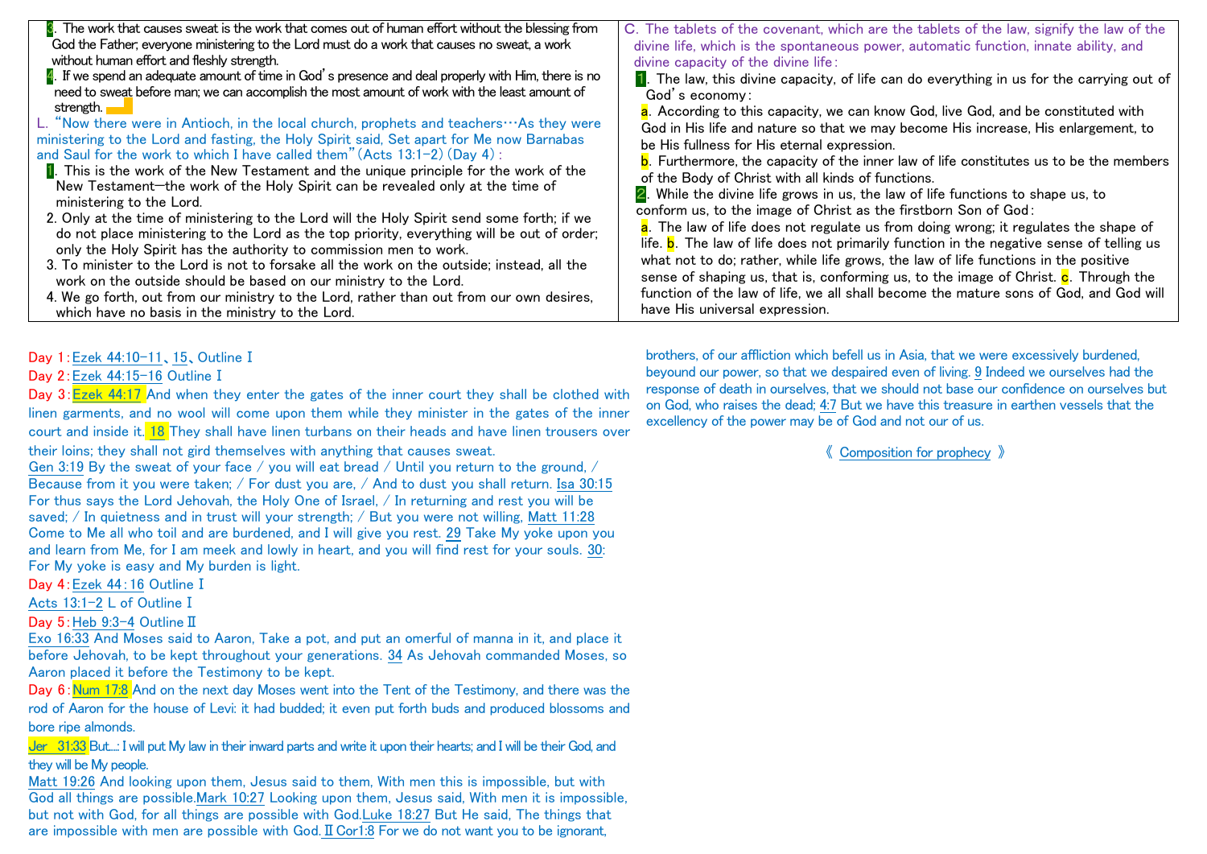3. The work that causes sweat is the work that comes out of human effort without the blessing from God the Father; everyone ministering to the Lord must do a work that causes no sweat, a work without human effort and fleshly strength.

4. If we spend an adequate amount of time in God's presence and deal properly with Him, there is no need to sweat before man; we can accomplish the most amount of work with the least amount of strength.

L. "Now there were in Antioch, in the local church, prophets and teachers…As they were ministering to the Lord and fasting, the Holy Spirit said, Set apart for Me now Barnabas and Saul for the work to which I have called them" (Acts 13:1-2) (Day 4):

1. This is the work of the New Testament and the unique principle for the work of the New Testament—the work of the Holy Spirit can be revealed only at the time of ministering to the Lord.
2. Only at the time of ministering to the Lord will the Holy Spirit send some forth; if we do not place ministering to the Lord as the top priority, everything will be out of order; only the Holy Spirit has the authority to commission men to work.
3. To minister to the Lord is not to forsake all the work on the outside; instead, all the work on the outside should be based on our ministry to the Lord.
4. We go forth, out from our ministry to the Lord, rather than out from our own desires, which have no basis in the ministry to the Lord.

C. The tablets of the covenant, which are the tablets of the law, signify the law of the divine life, which is the spontaneous power, automatic function, innate ability, and divine capacity of the divine life:

1. The law, this divine capacity, of life can do everything in us for the carrying out of God's economy:
   a. According to this capacity, we can know God, live God, and be constituted with God in His life and nature so that we may become His increase, His enlargement, to be His fullness for His eternal expression.
   b. Furthermore, the capacity of the inner law of life constitutes us to be the members of the Body of Christ with all kinds of functions.
2. While the divine life grows in us, the law of life functions to shape us, to conform us, to the image of Christ as the firstborn Son of God:
   a. The law of life does not regulate us from doing wrong; it regulates the shape of life. b. The law of life does not primarily function in the negative sense of telling us what not to do; rather, while life grows, the law of life functions in the positive sense of shaping us, that is, conforming us, to the image of Christ. c. Through the function of the law of life, we all shall become the mature sons of God, and God will have His universal expression.

Day 1: Ezek 44:10-11、15、Outline I

Day 2: Ezek 44:15-16 Outline I

Day 3: Ezek 44:17 And when they enter the gates of the inner court they shall be clothed with linen garments, and no wool will come upon them while they minister in the gates of the inner court and inside it. 18 They shall have linen turbans on their heads and have linen trousers over their loins; they shall not gird themselves with anything that causes sweat.
Gen 3:19 By the sweat of your face / you will eat bread / Until you return to the ground, / Because from it you were taken; / For dust you are, / And to dust you shall return. Isa 30:15 For thus says the Lord Jehovah, the Holy One of Israel, / In returning and rest you will be saved; / In quietness and in trust will your strength; / But you were not willing, Matt 11:28 Come to Me all who toil and are burdened, and I will give you rest. 29 Take My yoke upon you and learn from Me, for I am meek and lowly in heart, and you will find rest for your souls. 30: For My yoke is easy and My burden is light.

Day 4: Ezek 44:16 Outline I
Acts 13:1-2 L of Outline I

Day 5: Heb 9:3-4 Outline II
Exo 16:33 And Moses said to Aaron, Take a pot, and put an omerful of manna in it, and place it before Jehovah, to be kept throughout your generations. 34 As Jehovah commanded Moses, so Aaron placed it before the Testimony to be kept.

Day 6: Num 17:8 And on the next day Moses went into the Tent of the Testimony, and there was the rod of Aaron for the house of Levi: it had budded; it even put forth buds and produced blossoms and bore ripe almonds.
Jer 31:33 But…: I will put My law in their inward parts and write it upon their hearts; and I will be their God, and they will be My people.
Matt 19:26 And looking upon them, Jesus said to them, With men this is impossible, but with God all things are possible. Mark 10:27 Looking upon them, Jesus said, With men it is impossible, but not with God, for all things are possible with God. Luke 18:27 But He said, The things that are impossible with men are possible with God. II Cor 1:8 For we do not want you to be ignorant, brothers, of our affliction which befell us in Asia, that we were excessively burdened, beyound our power, so that we despaired even of living. 9 Indeed we ourselves had the response of death in ourselves, that we should not base our confidence on ourselves but on God, who raises the dead; 4:7 But we have this treasure in earthen vessels that the excellency of the power may be of God and not our of us.

《 Composition for prophecy 》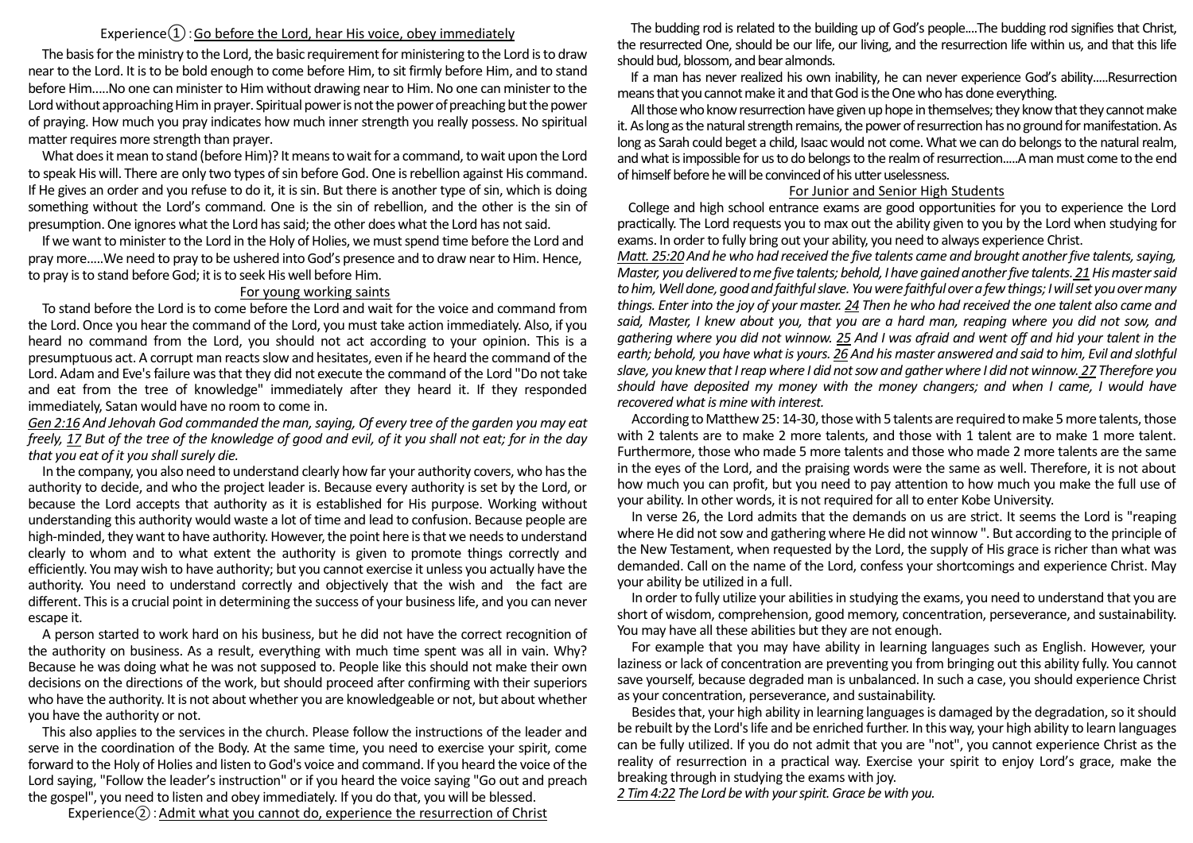## Experience① : Go before the Lord, hear His voice, obey immediately

The basis for the ministry to the Lord, the basic requirement for ministering to the Lord is to draw near to the Lord. It is to be bold enough to come before Him, to sit firmly before Him, and to stand before Him.....No one can minister to Him without drawing near to Him. No one can minister to the Lord without approaching Him in prayer. Spiritual power is not the power of preaching but the power of praying. How much you pray indicates how much inner strength you really possess. No spiritual matter requires more strength than prayer.

What does it mean to stand (before Him)? It means to wait for a command, to wait upon the Lord to speak His will. There are only two types of sin before God. One is rebellion against His command. If He gives an order and you refuse to do it, it is sin. But there is another type of sin, which is doing something without the Lord's command. One is the sin of rebellion, and the other is the sin of presumption. One ignores what the Lord has said; the other does what the Lord has not said.

If we want to minister to the Lord in the Holy of Holies, we must spend time before the Lord and pray more.....We need to pray to be ushered into God's presence and to draw near to Him. Hence, to pray is to stand before God; it is to seek His well before Him.

### For young working saints

To stand before the Lord is to come before the Lord and wait for the voice and command from the Lord. Once you hear the command of the Lord, you must take action immediately. Also, if you heard no command from the Lord, you should not act according to your opinion. This is a presumptuous act. A corrupt man reacts slow and hesitates, even if he heard the command of the Lord. Adam and Eve's failure was that they did not execute the command of the Lord "Do not take and eat from the tree of knowledge" immediately after they heard it. If they responded immediately, Satan would have no room to come in.

*Gen 2:16 And Jehovah God commanded the man, saying, Of every tree of the garden you may eat freely, 17 But of the tree of the knowledge of good and evil, of it you shall not eat; for in the day that you eat of it you shall surely die.*

In the company, you also need to understand clearly how far your authority covers, who has the authority to decide, and who the project leader is. Because every authority is set by the Lord, or because the Lord accepts that authority as it is established for His purpose. Working without understanding this authority would waste a lot of time and lead to confusion. Because people are high-minded, they want to have authority. However, the point here is that we needs to understand clearly to whom and to what extent the authority is given to promote things correctly and efficiently. You may wish to have authority; but you cannot exercise it unless you actually have the authority. You need to understand correctly and objectively that the wish and the fact are different. This is a crucial point in determining the success of your business life, and you can never escape it.

A person started to work hard on his business, but he did not have the correct recognition of the authority on business. As a result, everything with much time spent was all in vain. Why? Because he was doing what he was not supposed to. People like this should not make their own decisions on the directions of the work, but should proceed after confirming with their superiors who have the authority. It is not about whether you are knowledgeable or not, but about whether you have the authority or not.

This also applies to the services in the church. Please follow the instructions of the leader and serve in the coordination of the Body. At the same time, you need to exercise your spirit, come forward to the Holy of Holies and listen to God's voice and command. If you heard the voice of the Lord saying, "Follow the leader's instruction" or if you heard the voice saying "Go out and preach the gospel", you need to listen and obey immediately. If you do that, you will be blessed.

## Experience② : Admit what you cannot do, experience the resurrection of Christ

The budding rod is related to the building up of God's people....The budding rod signifies that Christ, the resurrected One, should be our life, our living, and the resurrection life within us, and that this life should bud, blossom, and bear almonds.

If a man has never realized his own inability, he can never experience God's ability.....Resurrection means that you cannot make it and that God is the One who has done everything.

All those who know resurrection have given up hope in themselves; they know that they cannot make it. As long as the natural strength remains, the power of resurrection has no ground for manifestation. As long as Sarah could beget a child, Isaac would not come. What we can do belongs to the natural realm, and what is impossible for us to do belongs to the realm of resurrection.....A man must come to the end of himself before he will be convinced of his utter uselessness.

### For Junior and Senior High Students

College and high school entrance exams are good opportunities for you to experience the Lord practically. The Lord requests you to max out the ability given to you by the Lord when studying for exams. In order to fully bring out your ability, you need to always experience Christ.

*Matt. 25:20 And he who had received the five talents came and brought another five talents, saying, Master, you delivered to me five talents; behold, I have gained another five talents. 21 His master said to him, Well done, good and faithful slave. You were faithful over a few things; I will set you over many things. Enter into the joy of your master. 24 Then he who had received the one talent also came and said, Master, I knew about you, that you are a hard man, reaping where you did not sow, and gathering where you did not winnow. 25 And I was afraid and went off and hid your talent in the earth; behold, you have what is yours. 26 And his master answered and said to him, Evil and slothful slave, you knew that I reap where I did not sow and gather where I did not winnow. 27 Therefore you should have deposited my money with the money changers; and when I came, I would have recovered what is mine with interest.*

According to Matthew 25: 14-30, those with 5 talents are required to make 5 more talents, those with 2 talents are to make 2 more talents, and those with 1 talent are to make 1 more talent. Furthermore, those who made 5 more talents and those who made 2 more talents are the same in the eyes of the Lord, and the praising words were the same as well. Therefore, it is not about how much you can profit, but you need to pay attention to how much you make the full use of your ability. In other words, it is not required for all to enter Kobe University.

In verse 26, the Lord admits that the demands on us are strict. It seems the Lord is "reaping where He did not sow and gathering where He did not winnow ". But according to the principle of the New Testament, when requested by the Lord, the supply of His grace is richer than what was demanded. Call on the name of the Lord, confess your shortcomings and experience Christ. May your ability be utilized in a full.

In order to fully utilize your abilities in studying the exams, you need to understand that you are short of wisdom, comprehension, good memory, concentration, perseverance, and sustainability. You may have all these abilities but they are not enough.

For example that you may have ability in learning languages such as English. However, your laziness or lack of concentration are preventing you from bringing out this ability fully. You cannot save yourself, because degraded man is unbalanced. In such a case, you should experience Christ as your concentration, perseverance, and sustainability.

Besides that, your high ability in learning languages is damaged by the degradation, so it should be rebuilt by the Lord's life and be enriched further. In this way, your high ability to learn languages can be fully utilized. If you do not admit that you are "not", you cannot experience Christ as the reality of resurrection in a practical way. Exercise your spirit to enjoy Lord's grace, make the breaking through in studying the exams with joy.

*2 Tim 4:22 The Lord be with your spirit. Grace be with you.*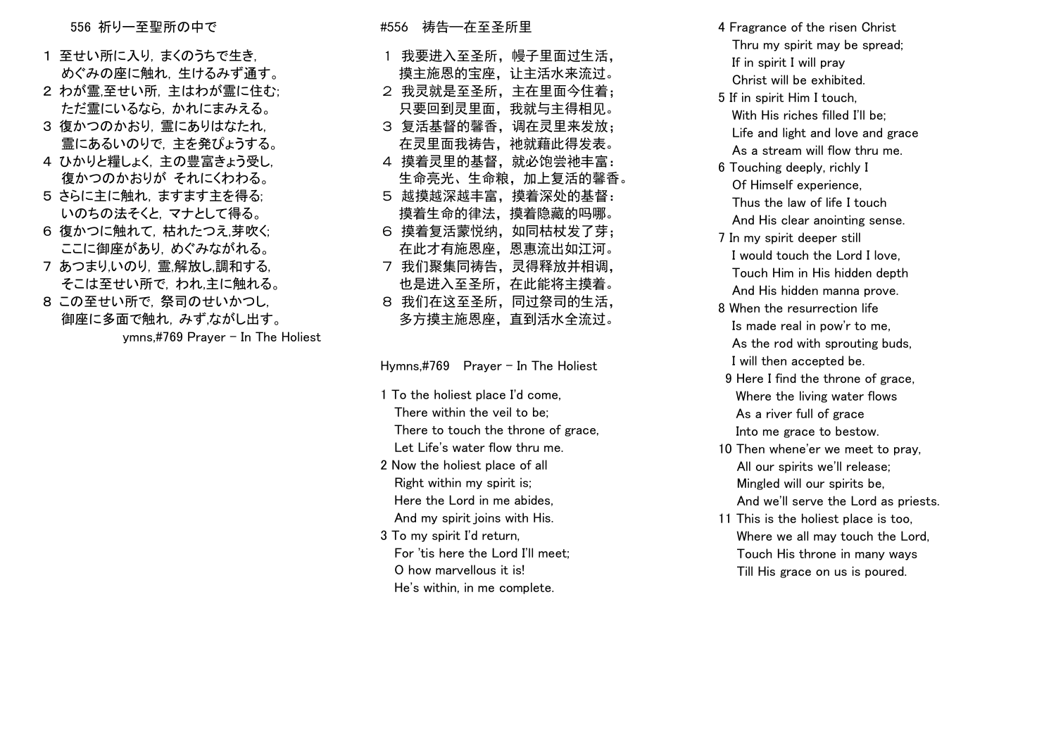556 祈り―至聖所の中で

1 至せい所に入り，まくのうちで生き，
　めぐみの座に触れ，生けるみず通す。
2 わが霊,至せい所，主はわが霊に住む;
　ただ霊にいるなら，かれにまみえる。
3 復かつのかおり，霊にありはなたれ，
　霊にあるいのりで，主を発ぴょうする。
4 ひかりと糧しょく，主の豊富きょう受し，
　復かつのかおりが それにくわわる。
5 さらに主に触れ，ますます主を得る;
　いのちの法そくと，マナとして得る。
6 復かつに触れて，枯れたつえ,芽吹く;
　ここに御座があり，めぐみながれる。
7 あつまり,いのり，霊,解放し,調和する，
　そこは至せい所で，われ,主に触れる。
8 この至せい所で，祭司のせいかつし，
　御座に多面で触れ，みず,ながし出す。

ymns,#769 Prayer – In The Holiest

#556　祷告—在至圣所里

1 我要进入至圣所，幔子里面过生活，
　摸主施恩的宝座，让主活水来流过。
2 我灵就是至圣所，主在里面今住着；
　只要回到灵里面，我就与主得相见。
3 复活基督的馨香，调在灵里来发放；
　在灵里面我祷告，祂就藉此得发表。
4 摸着灵里的基督，就必饱尝祂丰富：
　生命亮光、生命粮，加上复活的馨香。
5 越摸越深越丰富，摸着深处的基督：
　摸着生命的律法，摸着隐藏的吗哪。
6 摸着复活蒙悦纳，如同枯杖发了芽；
　在此才有施恩座，恩惠流出如江河。
7 我们聚集同祷告，灵得释放并相调，
　也是进入至圣所，在此能将主摸着。
8 我们在这至圣所，同过祭司的生活，
　多方摸主施恩座，直到活水全流过。

Hymns,#769　Prayer – In The Holiest

1 To the holiest place I'd come,
　There within the veil to be;
　There to touch the throne of grace,
　Let Life's water flow thru me.
2 Now the holiest place of all
　Right within my spirit is;
　Here the Lord in me abides,
　And my spirit joins with His.
3 To my spirit I'd return,
　For 'tis here the Lord I'll meet;
　O how marvellous it is!
　He's within, in me complete.
4 Fragrance of the risen Christ
　Thru my spirit may be spread;
　If in spirit I will pray
　Christ will be exhibited.
5 If in spirit Him I touch,
　With His riches filled I'll be;
　Life and light and love and grace
　As a stream will flow thru me.
6 Touching deeply, richly I
　Of Himself experience,
　Thus the law of life I touch
　And His clear anointing sense.
7 In my spirit deeper still
　I would touch the Lord I love,
　Touch Him in His hidden depth
　And His hidden manna prove.
8 When the resurrection life
　Is made real in pow'r to me,
　As the rod with sprouting buds,
　I will then accepted be.
9 Here I find the throne of grace,
　Where the living water flows
　As a river full of grace
　Into me grace to bestow.
10 Then whene'er we meet to pray,
　All our spirits we'll release;
　Mingled will our spirits be,
　And we'll serve the Lord as priests.
11 This is the holiest place is too,
　Where we all may touch the Lord,
　Touch His throne in many ways
　Till His grace on us is poured.